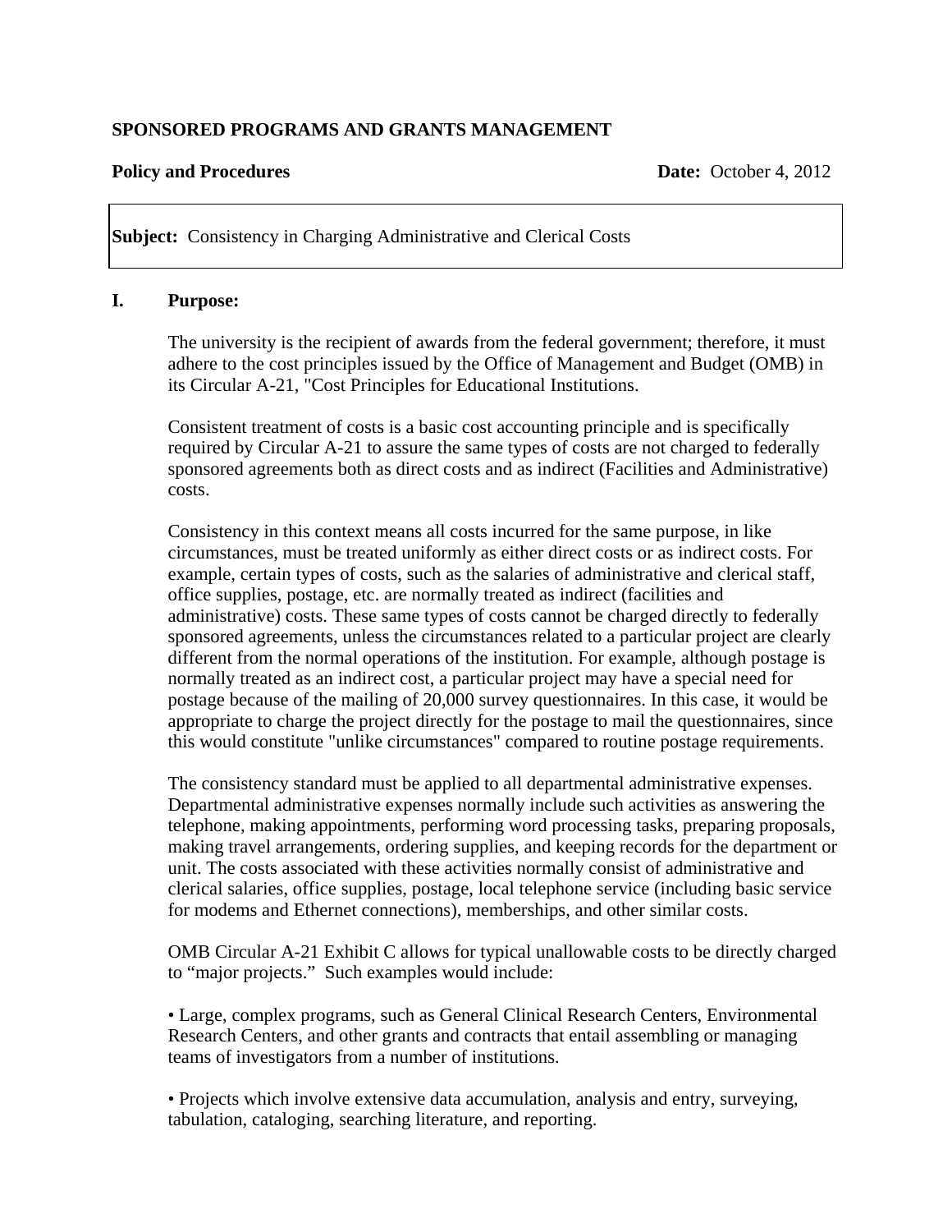**SPONSORED PROGRAMS AND GRANTS MANAGEMENT**

**Policy and Procedures** **Date:** October 4, 2012

**Subject:** Consistency in Charging Administrative and Clerical Costs

## I. Purpose:

The university is the recipient of awards from the federal government; therefore, it must adhere to the cost principles issued by the Office of Management and Budget (OMB) in its Circular A-21, "Cost Principles for Educational Institutions.

Consistent treatment of costs is a basic cost accounting principle and is specifically required by Circular A-21 to assure the same types of costs are not charged to federally sponsored agreements both as direct costs and as indirect (Facilities and Administrative) costs.

Consistency in this context means all costs incurred for the same purpose, in like circumstances, must be treated uniformly as either direct costs or as indirect costs. For example, certain types of costs, such as the salaries of administrative and clerical staff, office supplies, postage, etc. are normally treated as indirect (facilities and administrative) costs. These same types of costs cannot be charged directly to federally sponsored agreements, unless the circumstances related to a particular project are clearly different from the normal operations of the institution. For example, although postage is normally treated as an indirect cost, a particular project may have a special need for postage because of the mailing of 20,000 survey questionnaires. In this case, it would be appropriate to charge the project directly for the postage to mail the questionnaires, since this would constitute "unlike circumstances" compared to routine postage requirements.

The consistency standard must be applied to all departmental administrative expenses. Departmental administrative expenses normally include such activities as answering the telephone, making appointments, performing word processing tasks, preparing proposals, making travel arrangements, ordering supplies, and keeping records for the department or unit. The costs associated with these activities normally consist of administrative and clerical salaries, office supplies, postage, local telephone service (including basic service for modems and Ethernet connections), memberships, and other similar costs.

OMB Circular A-21 Exhibit C allows for typical unallowable costs to be directly charged to "major projects." Such examples would include:

• Large, complex programs, such as General Clinical Research Centers, Environmental Research Centers, and other grants and contracts that entail assembling or managing teams of investigators from a number of institutions.

• Projects which involve extensive data accumulation, analysis and entry, surveying, tabulation, cataloging, searching literature, and reporting.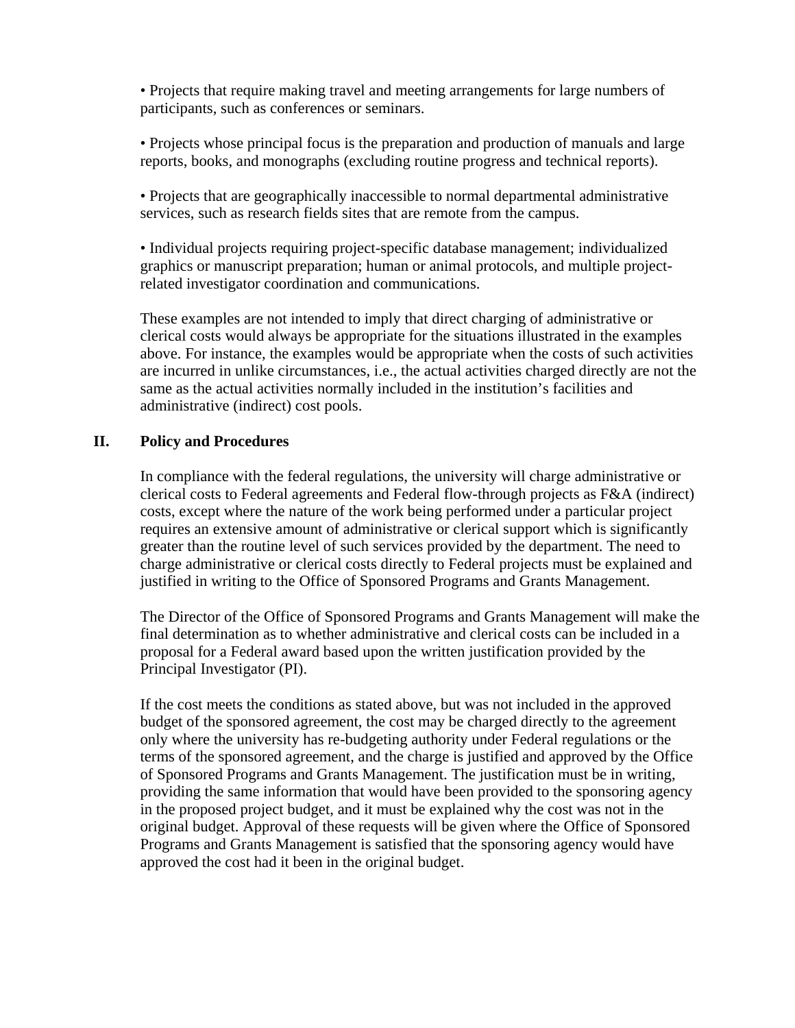• Projects that require making travel and meeting arrangements for large numbers of participants, such as conferences or seminars.

• Projects whose principal focus is the preparation and production of manuals and large reports, books, and monographs (excluding routine progress and technical reports).

• Projects that are geographically inaccessible to normal departmental administrative services, such as research fields sites that are remote from the campus.

• Individual projects requiring project-specific database management; individualized graphics or manuscript preparation; human or animal protocols, and multiple project-related investigator coordination and communications.

These examples are not intended to imply that direct charging of administrative or clerical costs would always be appropriate for the situations illustrated in the examples above. For instance, the examples would be appropriate when the costs of such activities are incurred in unlike circumstances, i.e., the actual activities charged directly are not the same as the actual activities normally included in the institution's facilities and administrative (indirect) cost pools.

## II. Policy and Procedures

In compliance with the federal regulations, the university will charge administrative or clerical costs to Federal agreements and Federal flow-through projects as F&A (indirect) costs, except where the nature of the work being performed under a particular project requires an extensive amount of administrative or clerical support which is significantly greater than the routine level of such services provided by the department. The need to charge administrative or clerical costs directly to Federal projects must be explained and justified in writing to the Office of Sponsored Programs and Grants Management.

The Director of the Office of Sponsored Programs and Grants Management will make the final determination as to whether administrative and clerical costs can be included in a proposal for a Federal award based upon the written justification provided by the Principal Investigator (PI).

If the cost meets the conditions as stated above, but was not included in the approved budget of the sponsored agreement, the cost may be charged directly to the agreement only where the university has re-budgeting authority under Federal regulations or the terms of the sponsored agreement, and the charge is justified and approved by the Office of Sponsored Programs and Grants Management. The justification must be in writing, providing the same information that would have been provided to the sponsoring agency in the proposed project budget, and it must be explained why the cost was not in the original budget. Approval of these requests will be given where the Office of Sponsored Programs and Grants Management is satisfied that the sponsoring agency would have approved the cost had it been in the original budget.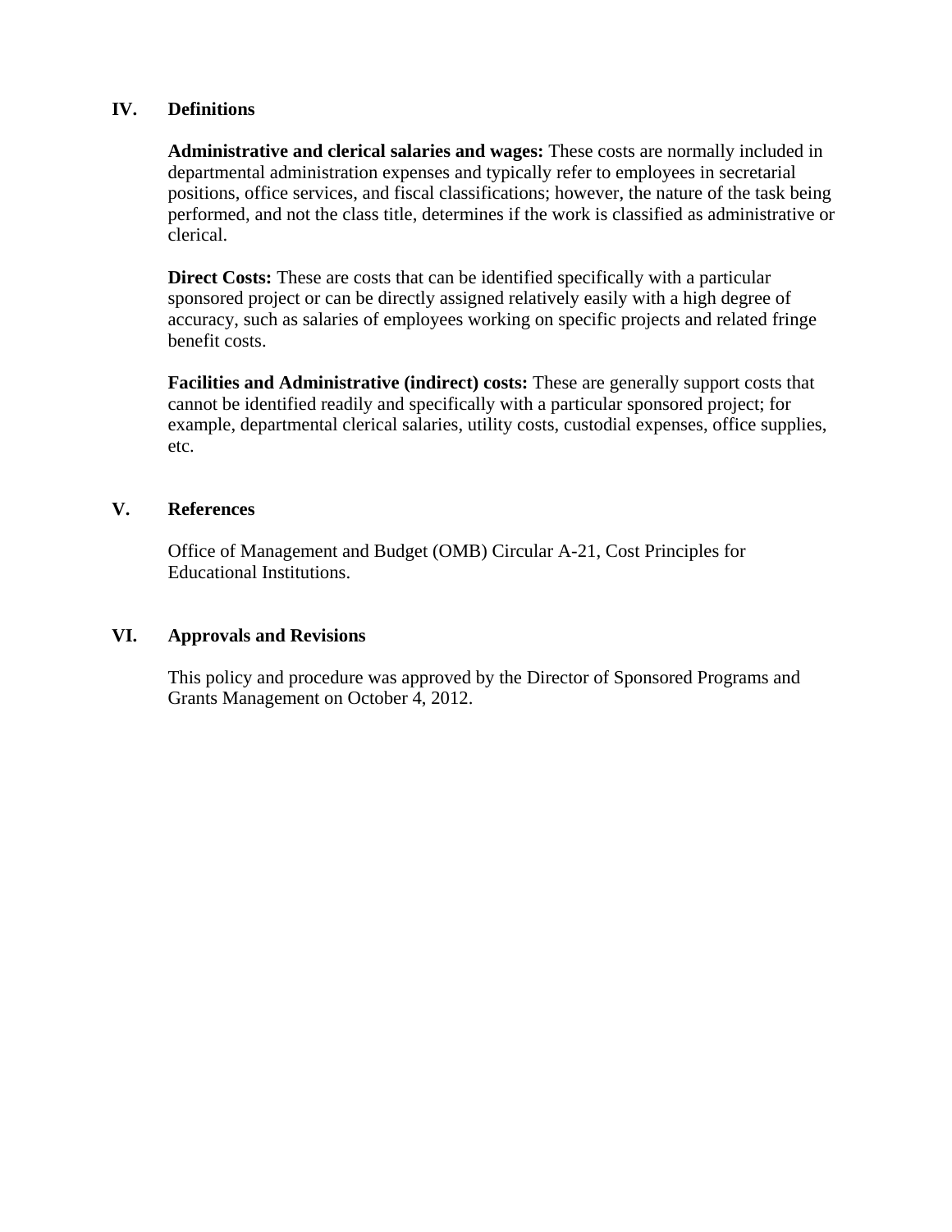## IV. Definitions

**Administrative and clerical salaries and wages:** These costs are normally included in departmental administration expenses and typically refer to employees in secretarial positions, office services, and fiscal classifications; however, the nature of the task being performed, and not the class title, determines if the work is classified as administrative or clerical.

**Direct Costs:** These are costs that can be identified specifically with a particular sponsored project or can be directly assigned relatively easily with a high degree of accuracy, such as salaries of employees working on specific projects and related fringe benefit costs.

**Facilities and Administrative (indirect) costs:** These are generally support costs that cannot be identified readily and specifically with a particular sponsored project; for example, departmental clerical salaries, utility costs, custodial expenses, office supplies, etc.

## V. References

Office of Management and Budget (OMB) Circular A-21, Cost Principles for Educational Institutions.

## VI. Approvals and Revisions

This policy and procedure was approved by the Director of Sponsored Programs and Grants Management on October 4, 2012.